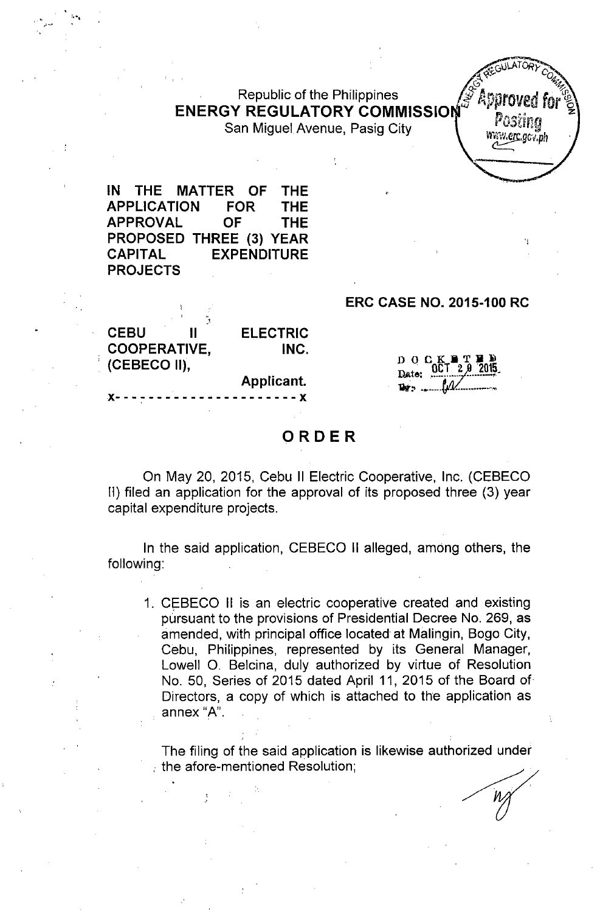Republic of the Philippines
**ENERGY REGULATORY COMMISSION**
San Miguel Avenue, Pasig City

**IN THE MATTER OF THE APPLICATION FOR THE APPROVAL OF THE PROPOSED THREE (3) YEAR CAPITAL EXPENDITURE PROJECTS**

**ERC CASE NO. 2015-100 RC**

**CEBU II ELECTRIC COOPERATIVE, INC. (CEBECO II),**
**Applicant.**
x- - - - - - - - - - - - - - - - - - - - - x

DOCKETED
Date: OCT 2 0 2015

# ORDER

On May 20, 2015, Cebu II Electric Cooperative, Inc. (CEBECO II) filed an application for the approval of its proposed three (3) year capital expenditure projects.

In the said application, CEBECO II alleged, among others, the following:

1. CEBECO II is an electric cooperative created and existing pursuant to the provisions of Presidential Decree No. 269, as amended, with principal office located at Malingin, Bogo City, Cebu, Philippines, represented by its General Manager, Lowell O. Belcina, duly authorized by virtue of Resolution No. 50, Series of 2015 dated April 11, 2015 of the Board of Directors, a copy of which is attached to the application as annex "A".

   The filing of the said application is likewise authorized under the afore-mentioned Resolution;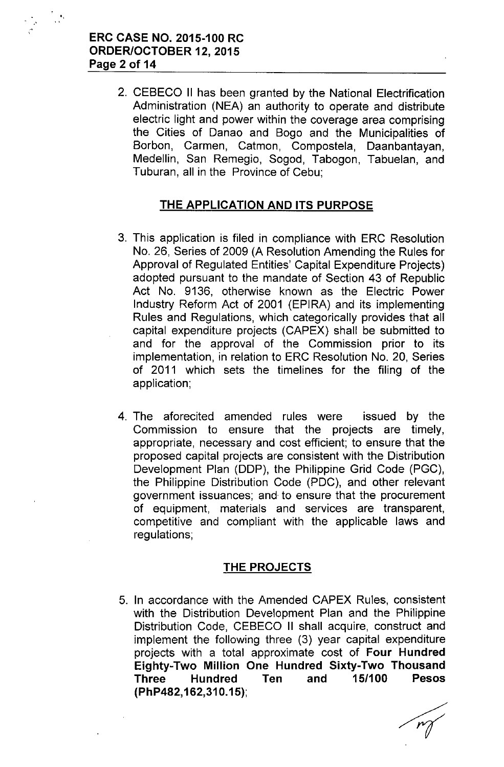2. CEBECO II has been granted by the National Electrification Administration (NEA) an authority to operate and distribute electric light and power within the coverage area comprising the Cities of Danao and Bogo and the Municipalities of Borbon, Carmen, Catmon, Compostela, Daanbantayan, Medellin, San Remegio, Sogod, Tabogon, Tabuelan, and Tuburan, all in the Province of Cebu;

## THE APPLICATION AND ITS PURPOSE

3. This application is filed in compliance with ERC Resolution No. 26, Series of 2009 (A Resolution Amending the Rules for Approval of Regulated Entities' Capital Expenditure Projects) adopted pursuant to the mandate of Section 43 of Republic Act No. 9136, otherwise known as the Electric Power Industry Reform Act of 2001 (EPIRA) and its implementing Rules and Regulations, which categorically provides that all capital expenditure projects (CAPEX) shall be submitted to and for the approval of the Commission prior to its implementation, in relation to ERC Resolution No. 20, Series of 2011 which sets the timelines for the filing of the application;

4. The aforecited amended rules were issued by the Commission to ensure that the projects are timely, appropriate, necessary and cost efficient; to ensure that the proposed capital projects are consistent with the Distribution Development Plan (DDP), the Philippine Grid Code (PGC), the Philippine Distribution Code (PDC), and other relevant government issuances; and to ensure that the procurement of equipment, materials and services are transparent, competitive and compliant with the applicable laws and regulations;

## THE PROJECTS

5. In accordance with the Amended CAPEX Rules, consistent with the Distribution Development Plan and the Philippine Distribution Code, CEBECO II shall acquire, construct and implement the following three (3) year capital expenditure projects with a total approximate cost of **Four Hundred Eighty-Two Million One Hundred Sixty-Two Thousand Three Hundred Ten and 15/100 Pesos (PhP482,162,310.15)**;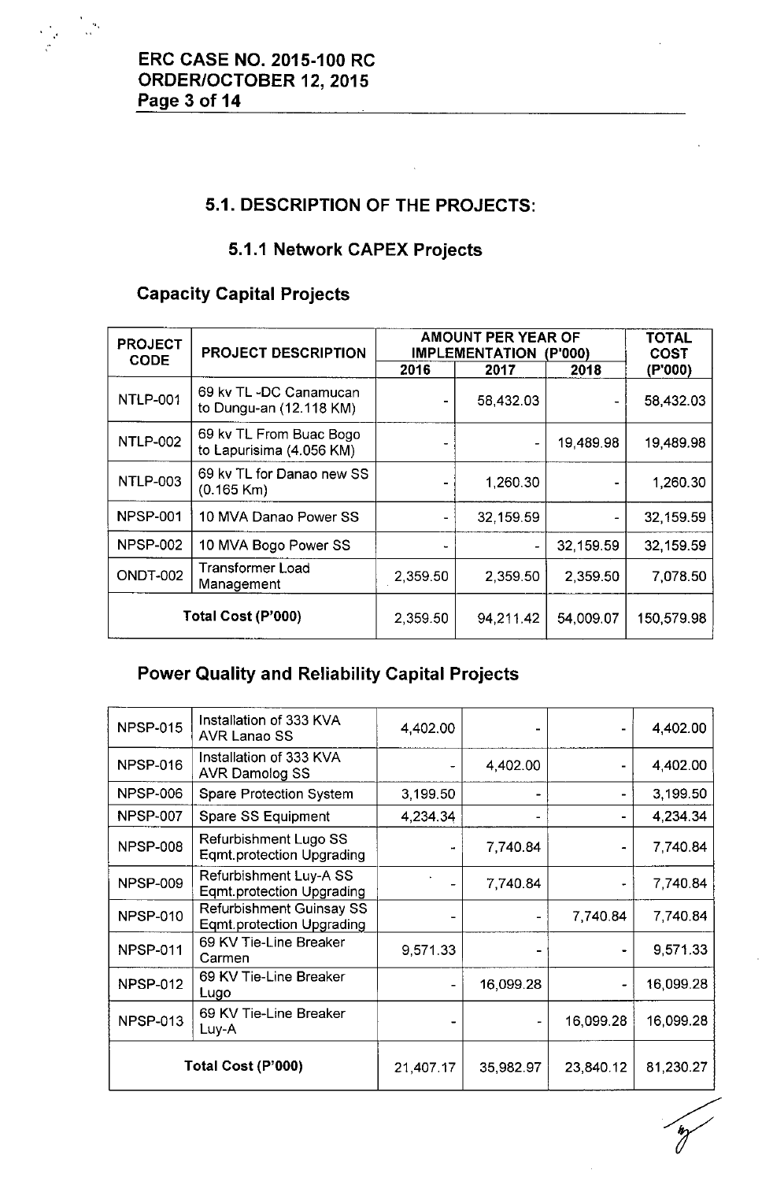## 5.1. DESCRIPTION OF THE PROJECTS:

### 5.1.1 Network CAPEX Projects

#### Capacity Capital Projects

| PROJECT CODE | PROJECT DESCRIPTION | AMOUNT PER YEAR OF IMPLEMENTATION (P'000) | | | TOTAL COST (P'000) |
|---|---|---|---|---|---|
| | | 2016 | 2017 | 2018 | |
| NTLP-001 | 69 kv TL -DC Canamucan to Dungu-an (12.118 KM) | - | 58,432.03 | - | 58,432.03 |
| NTLP-002 | 69 kv TL From Buac Bogo to Lapurisima (4.056 KM) | - | - | 19,489.98 | 19,489.98 |
| NTLP-003 | 69 kv TL for Danao new SS (0.165 Km) | - | 1,260.30 | - | 1,260.30 |
| NPSP-001 | 10 MVA Danao Power SS | - | 32,159.59 | - | 32,159.59 |
| NPSP-002 | 10 MVA Bogo Power SS | - | - | 32,159.59 | 32,159.59 |
| ONDT-002 | Transformer Load Management | 2,359.50 | 2,359.50 | 2,359.50 | 7,078.50 |
| Total Cost (P'000) | | 2,359.50 | 94,211.42 | 54,009.07 | 150,579.98 |

#### Power Quality and Reliability Capital Projects

| | | | | | |
|---|---|---|---|---|---|
| NPSP-015 | Installation of 333 KVA AVR Lanao SS | 4,402.00 | - | - | 4,402.00 |
| NPSP-016 | Installation of 333 KVA AVR Damolog SS | - | 4,402.00 | - | 4,402.00 |
| NPSP-006 | Spare Protection System | 3,199.50 | - | - | 3,199.50 |
| NPSP-007 | Spare SS Equipment | 4,234.34 | - | - | 4,234.34 |
| NPSP-008 | Refurbishment Lugo SS Eqmt.protection Upgrading | - | 7,740.84 | - | 7,740.84 |
| NPSP-009 | Refurbishment Luy-A SS Eqmt.protection Upgrading | - | 7,740.84 | - | 7,740.84 |
| NPSP-010 | Refurbishment Guinsay SS Eqmt.protection Upgrading | - | - | 7,740.84 | 7,740.84 |
| NPSP-011 | 69 KV Tie-Line Breaker Carmen | 9,571.33 | - | - | 9,571.33 |
| NPSP-012 | 69 KV Tie-Line Breaker Lugo | - | 16,099.28 | - | 16,099.28 |
| NPSP-013 | 69 KV Tie-Line Breaker Luy-A | - | - | 16,099.28 | 16,099.28 |
| Total Cost (P'000) | | 21,407.17 | 35,982.97 | 23,840.12 | 81,230.27 |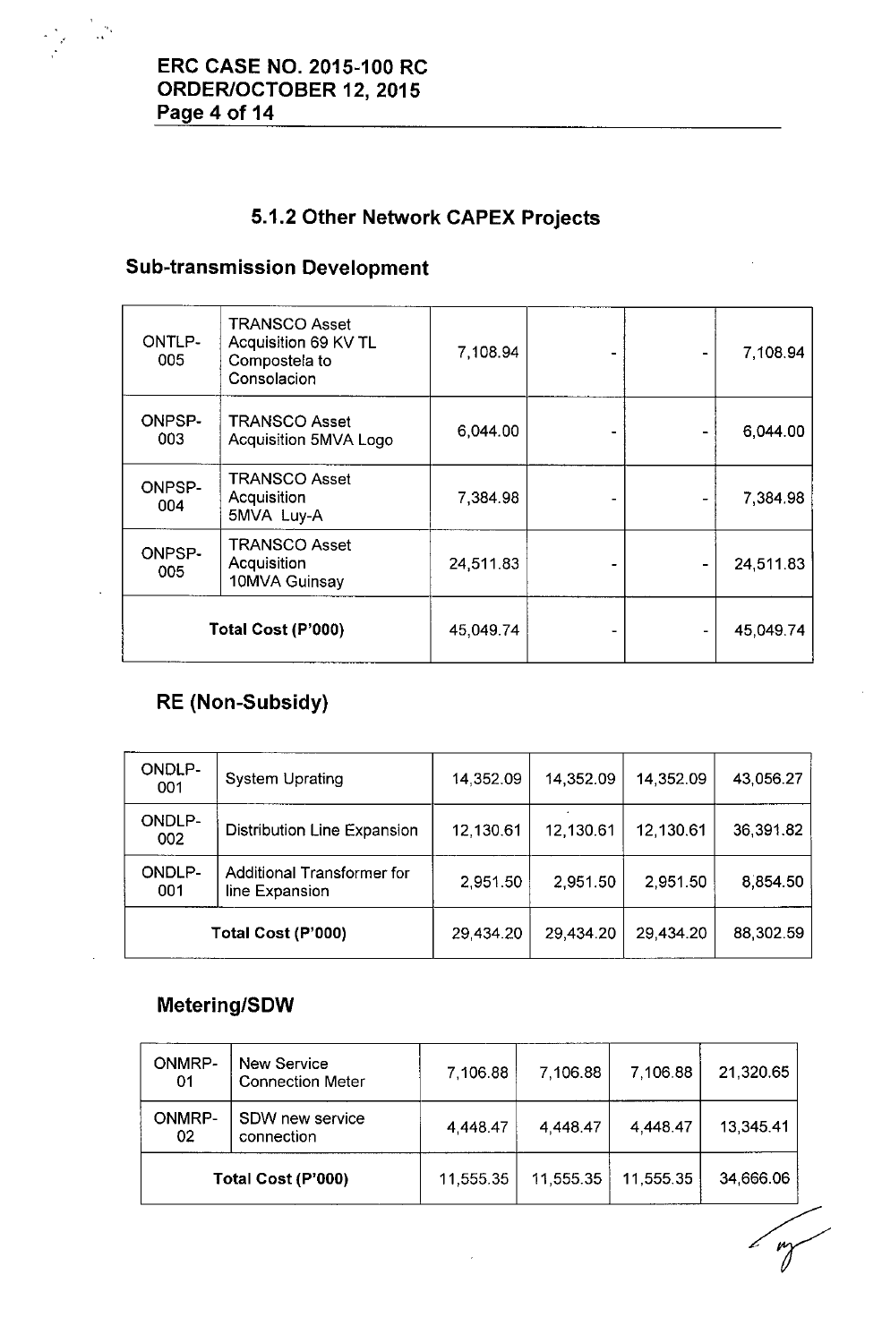### 5.1.2 Other Network CAPEX Projects

## Sub-transmission Development

| | | | | | |
|---|---|---|---|---|---|
| ONTLP-005 | TRANSCO Asset Acquisition 69 KV TL Compostela to Consolacion | 7,108.94 | - | - | 7,108.94 |
| ONPSP-003 | TRANSCO Asset Acquisition 5MVA Logo | 6,044.00 | - | - | 6,044.00 |
| ONPSP-004 | TRANSCO Asset Acquisition 5MVA Luy-A | 7,384.98 | - | - | 7,384.98 |
| ONPSP-005 | TRANSCO Asset Acquisition 10MVA Guinsay | 24,511.83 | - | - | 24,511.83 |
| Total Cost (P'000) | | 45,049.74 | - | - | 45,049.74 |

## RE (Non-Subsidy)

| | | | | | |
|---|---|---|---|---|---|
| ONDLP-001 | System Uprating | 14,352.09 | 14,352.09 | 14,352.09 | 43,056.27 |
| ONDLP-002 | Distribution Line Expansion | 12,130.61 | 12,130.61 | 12,130.61 | 36,391.82 |
| ONDLP-001 | Additional Transformer for line Expansion | 2,951.50 | 2,951.50 | 2,951.50 | 8,854.50 |
| Total Cost (P'000) | | 29,434.20 | 29,434.20 | 29,434.20 | 88,302.59 |

## Metering/SDW

| | | | | | |
|---|---|---|---|---|---|
| ONMRP-01 | New Service Connection Meter | 7,106.88 | 7,106.88 | 7,106.88 | 21,320.65 |
| ONMRP-02 | SDW new service connection | 4,448.47 | 4,448.47 | 4,448.47 | 13,345.41 |
| Total Cost (P'000) | | 11,555.35 | 11,555.35 | 11,555.35 | 34,666.06 |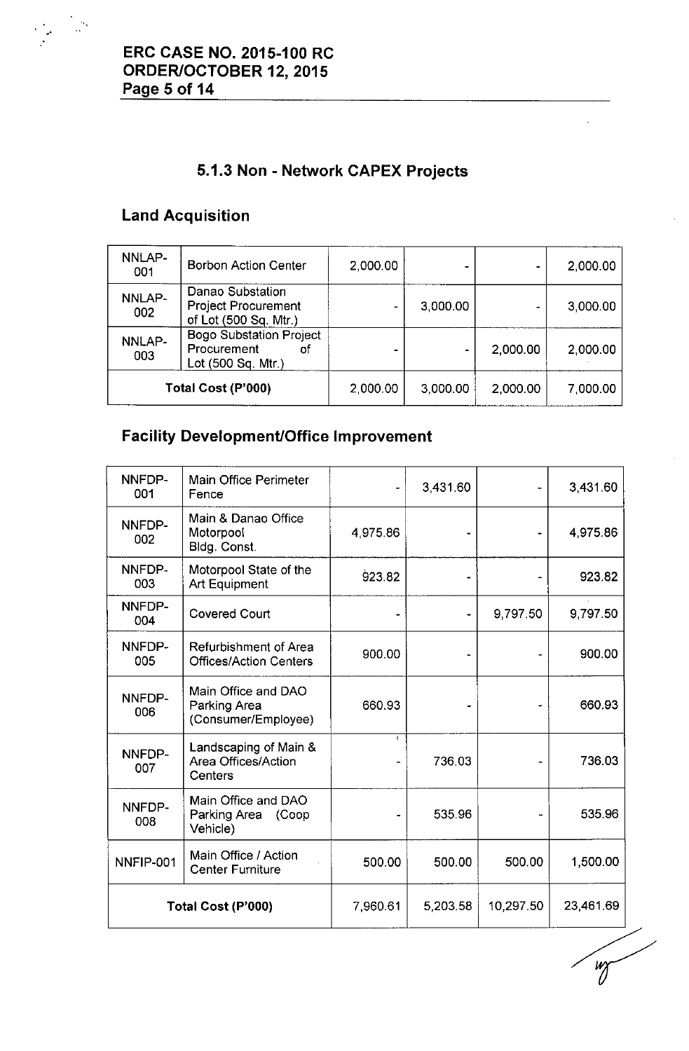### 5.1.3 Non - Network CAPEX Projects

## Land Acquisition

| | | | | | |
|---|---|---|---|---|---|
| NNLAP-001 | Borbon Action Center | 2,000.00 | - | - | 2,000.00 |
| NNLAP-002 | Danao Substation Project Procurement of Lot (500 Sq. Mtr.) | - | 3,000.00 | - | 3,000.00 |
| NNLAP-003 | Bogo Substation Project Procurement of Lot (500 Sq. Mtr.) | - | - | 2,000.00 | 2,000.00 |
| Total Cost (P'000) | | 2,000.00 | 3,000.00 | 2,000.00 | 7,000.00 |

## Facility Development/Office Improvement

| | | | | | |
|---|---|---|---|---|---|
| NNFDP-001 | Main Office Perimeter Fence | - | 3,431.60 | - | 3,431.60 |
| NNFDP-002 | Main & Danao Office Motorpool Bldg. Const. | 4,975.86 | - | - | 4,975.86 |
| NNFDP-003 | Motorpool State of the Art Equipment | 923.82 | - | - | 923.82 |
| NNFDP-004 | Covered Court | - | - | 9,797.50 | 9,797.50 |
| NNFDP-005 | Refurbishment of Area Offices/Action Centers | 900.00 | - | - | 900.00 |
| NNFDP-006 | Main Office and DAO Parking Area (Consumer/Employee) | 660.93 | - | - | 660.93 |
| NNFDP-007 | Landscaping of Main & Area Offices/Action Centers | - | 736.03 | - | 736.03 |
| NNFDP-008 | Main Office and DAO Parking Area (Coop Vehicle) | - | 535.96 | - | 535.96 |
| NNFIP-001 | Main Office / Action Center Furniture | 500.00 | 500.00 | 500.00 | 1,500.00 |
| Total Cost (P'000) | | 7,960.61 | 5,203.58 | 10,297.50 | 23,461.69 |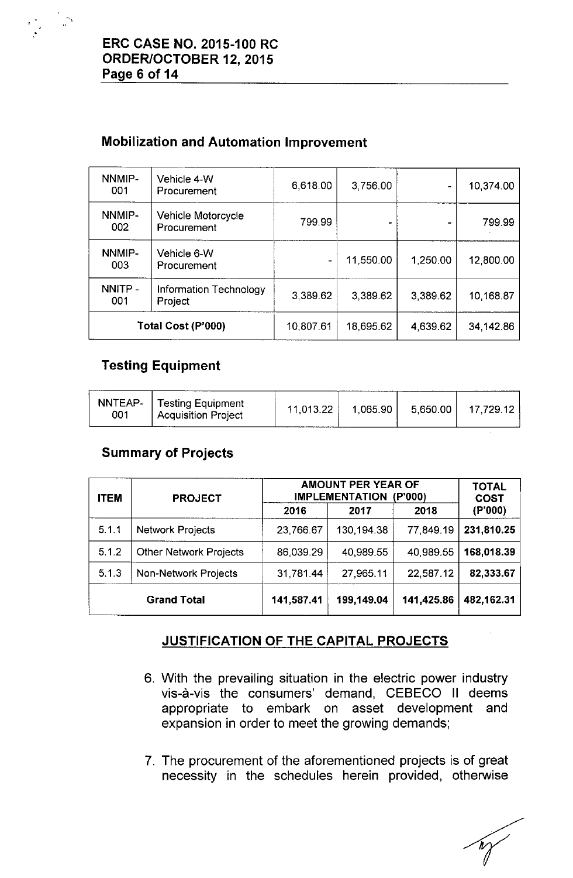## Mobilization and Automation Improvement

| | | | | | |
|---|---|---|---|---|---|
| NNMIP-001 | Vehicle 4-W Procurement | 6,618.00 | 3,756.00 | - | 10,374.00 |
| NNMIP-002 | Vehicle Motorcycle Procurement | 799.99 | - | - | 799.99 |
| NNMIP-003 | Vehicle 6-W Procurement | - | 11,550.00 | 1,250.00 | 12,800.00 |
| NNITP - 001 | Information Technology Project | 3,389.62 | 3,389.62 | 3,389.62 | 10,168.87 |
| Total Cost (P'000) | | 10,807.61 | 18,695.62 | 4,639.62 | 34,142.86 |

## Testing Equipment

| | | | | | |
|---|---|---|---|---|---|
| NNTEAP-001 | Testing Equipment Acquisition Project | 11,013.22 | 1,065.90 | 5,650.00 | 17,729.12 |

## Summary of Projects

| ITEM | PROJECT | AMOUNT PER YEAR OF IMPLEMENTATION (P'000) | | | TOTAL COST (P'000) |
|---|---|---|---|---|---|
| | | 2016 | 2017 | 2018 | |
| 5.1.1 | Network Projects | 23,766.67 | 130,194.38 | 77,849.19 | **231,810.25** |
| 5.1.2 | Other Network Projects | 86,039.29 | 40,989.55 | 40,989.55 | **168,018.39** |
| 5.1.3 | Non-Network Projects | 31,781.44 | 27,965.11 | 22,587.12 | **82,333.67** |
| **Grand Total** | | **141,587.41** | **199,149.04** | **141,425.86** | **482,162.31** |

### JUSTIFICATION OF THE CAPITAL PROJECTS

6. With the prevailing situation in the electric power industry vis-à-vis the consumers' demand, CEBECO II deems appropriate to embark on asset development and expansion in order to meet the growing demands;

7. The procurement of the aforementioned projects is of great necessity in the schedules herein provided, otherwise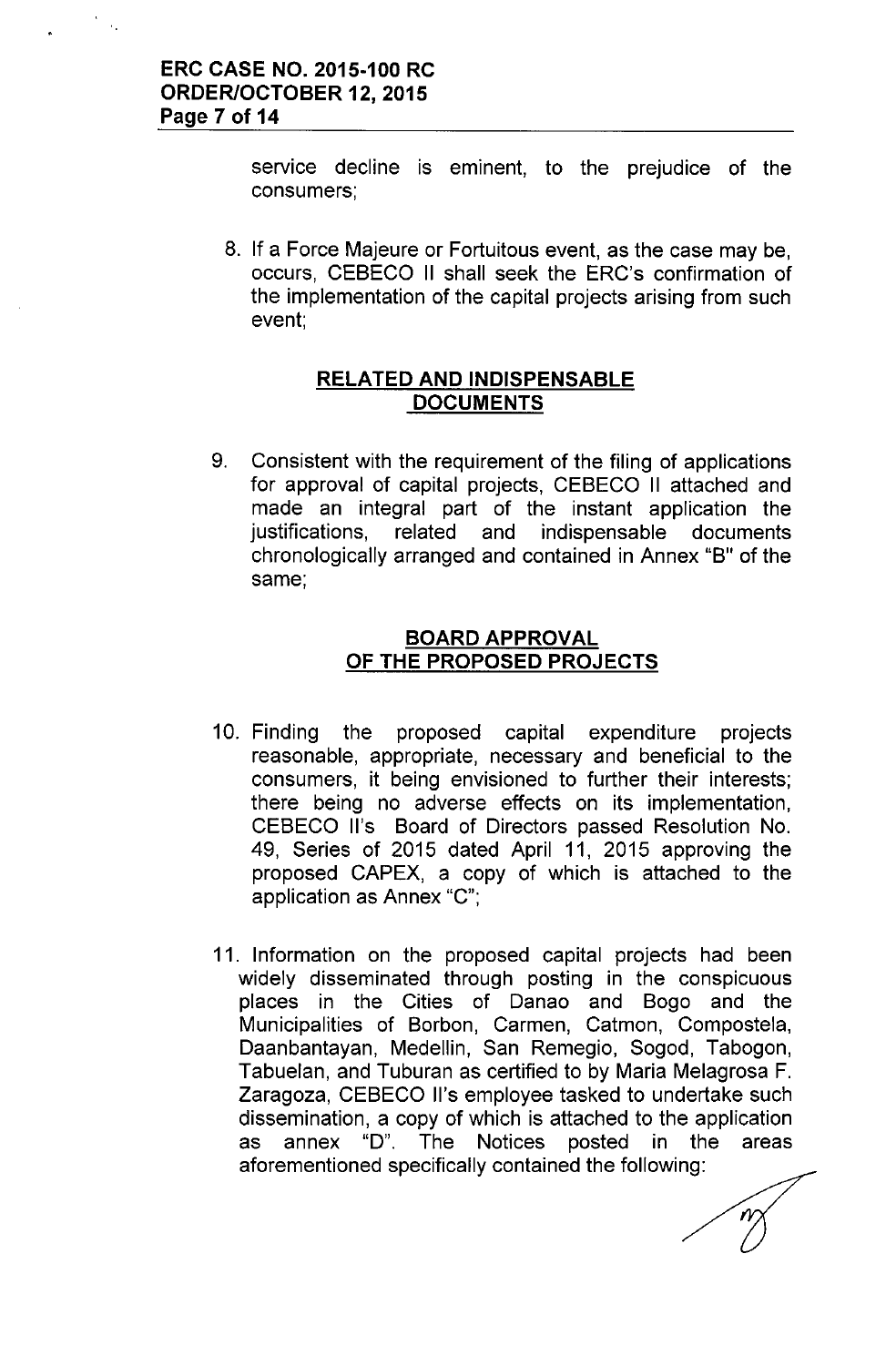service decline is eminent, to the prejudice of the consumers;

8. If a Force Majeure or Fortuitous event, as the case may be, occurs, CEBECO II shall seek the ERC's confirmation of the implementation of the capital projects arising from such event;

## RELATED AND INDISPENSABLE DOCUMENTS

9. Consistent with the requirement of the filing of applications for approval of capital projects, CEBECO II attached and made an integral part of the instant application the justifications, related and indispensable documents chronologically arranged and contained in Annex "B" of the same;

## BOARD APPROVAL OF THE PROPOSED PROJECTS

10. Finding the proposed capital expenditure projects reasonable, appropriate, necessary and beneficial to the consumers, it being envisioned to further their interests; there being no adverse effects on its implementation, CEBECO II's Board of Directors passed Resolution No. 49, Series of 2015 dated April 11, 2015 approving the proposed CAPEX, a copy of which is attached to the application as Annex "C";

11. Information on the proposed capital projects had been widely disseminated through posting in the conspicuous places in the Cities of Danao and Bogo and the Municipalities of Borbon, Carmen, Catmon, Compostela, Daanbantayan, Medellin, San Remegio, Sogod, Tabogon, Tabuelan, and Tuburan as certified to by Maria Melagrosa F. Zaragoza, CEBECO II's employee tasked to undertake such dissemination, a copy of which is attached to the application as annex "D". The Notices posted in the areas aforementioned specifically contained the following: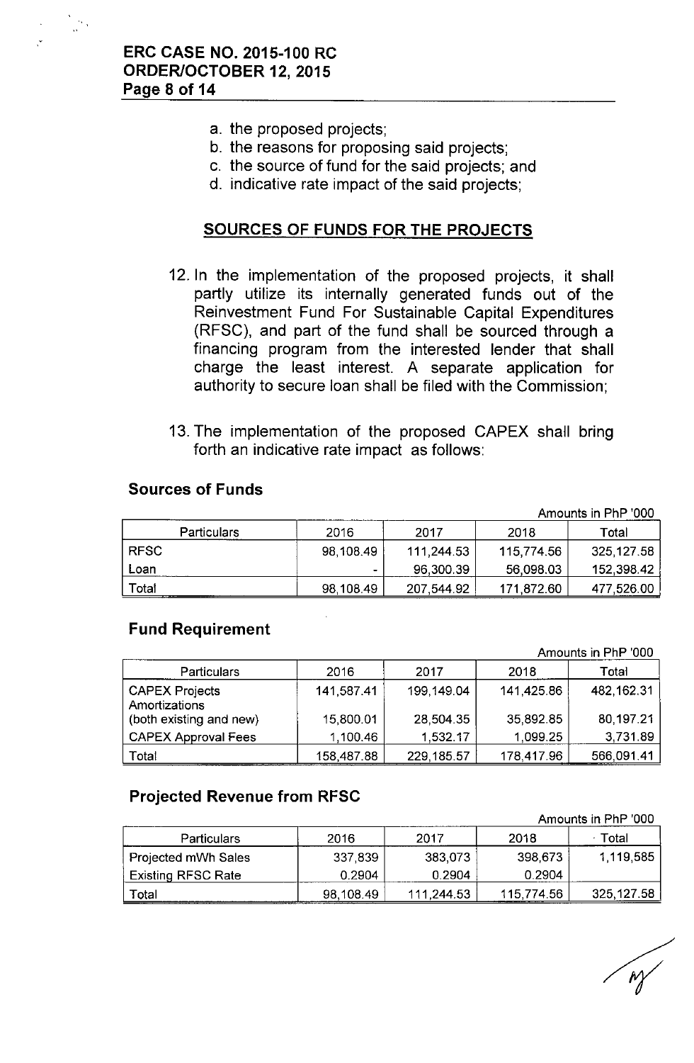a. the proposed projects;
b. the reasons for proposing said projects;
c. the source of fund for the said projects; and
d. indicative rate impact of the said projects;

## SOURCES OF FUNDS FOR THE PROJECTS

12. In the implementation of the proposed projects, it shall partly utilize its internally generated funds out of the Reinvestment Fund For Sustainable Capital Expenditures (RFSC), and part of the fund shall be sourced through a financing program from the interested lender that shall charge the least interest. A separate application for authority to secure loan shall be filed with the Commission;

13. The implementation of the proposed CAPEX shall bring forth an indicative rate impact as follows:

### Sources of Funds

Amounts in PhP '000

| Particulars | 2016 | 2017 | 2018 | Total |
|---|---|---|---|---|
| RFSC | 98,108.49 | 111,244.53 | 115,774.56 | 325,127.58 |
| Loan | - | 96,300.39 | 56,098.03 | 152,398.42 |
| Total | 98,108.49 | 207,544.92 | 171,872.60 | 477,526.00 |

### Fund Requirement

Amounts in PhP '000

| Particulars | 2016 | 2017 | 2018 | Total |
|---|---|---|---|---|
| CAPEX Projects | 141,587.41 | 199,149.04 | 141,425.86 | 482,162.31 |
| Amortizations (both existing and new) | 15,800.01 | 28,504.35 | 35,892.85 | 80,197.21 |
| CAPEX Approval Fees | 1,100.46 | 1,532.17 | 1,099.25 | 3,731.89 |
| Total | 158,487.88 | 229,185.57 | 178,417.96 | 566,091.41 |

### Projected Revenue from RFSC

Amounts in PhP '000

| Particulars | 2016 | 2017 | 2018 | Total |
|---|---|---|---|---|
| Projected mWh Sales | 337,839 | 383,073 | 398,673 | 1,119,585 |
| Existing RFSC Rate | 0.2904 | 0.2904 | 0.2904 | |
| Total | 98,108.49 | 111,244.53 | 115,774.56 | 325,127.58 |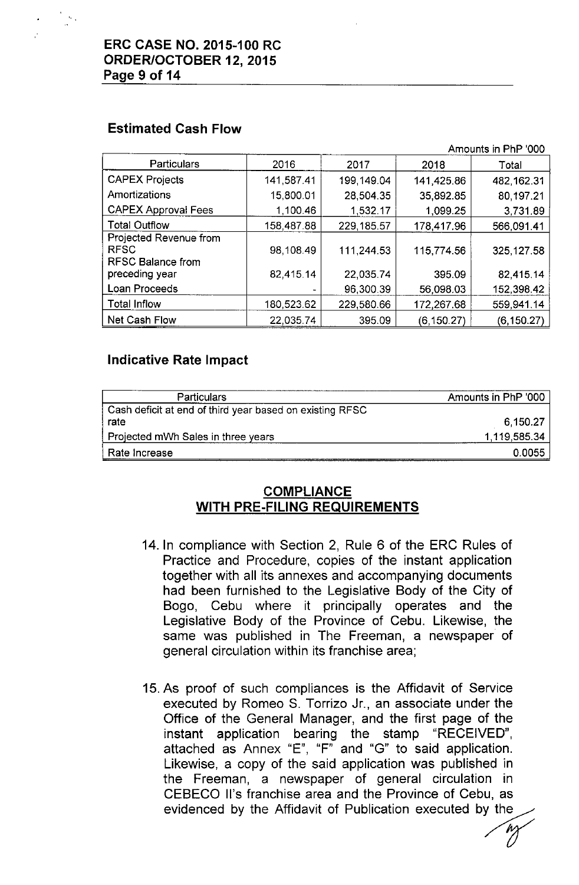### Estimated Cash Flow

Amounts in PhP '000

| Particulars | 2016 | 2017 | 2018 | Total |
|---|---|---|---|---|
| CAPEX Projects | 141,587.41 | 199,149.04 | 141,425.86 | 482,162.31 |
| Amortizations | 15,800.01 | 28,504.35 | 35,892.85 | 80,197.21 |
| CAPEX Approval Fees | 1,100.46 | 1,532.17 | 1,099.25 | 3,731.89 |
| Total Outflow | 158,487.88 | 229,185.57 | 178,417.96 | 566,091.41 |
| Projected Revenue from RFSC | 98,108.49 | 111,244.53 | 115,774.56 | 325,127.58 |
| RFSC Balance from preceding year | 82,415.14 | 22,035.74 | 395.09 | 82,415.14 |
| Loan Proceeds | - | 96,300.39 | 56,098.03 | 152,398.42 |
| Total Inflow | 180,523.62 | 229,580.66 | 172,267.68 | 559,941.14 |
| Net Cash Flow | 22,035.74 | 395.09 | (6,150.27) | (6,150.27) |

### Indicative Rate Impact

| Particulars | Amounts in PhP '000 |
|---|---|
| Cash deficit at end of third year based on existing RFSC rate | 6,150.27 |
| Projected mWh Sales in three years | 1,119,585.34 |
| Rate Increase | 0.0055 |

## COMPLIANCE WITH PRE-FILING REQUIREMENTS

14. In compliance with Section 2, Rule 6 of the ERC Rules of Practice and Procedure, copies of the instant application together with all its annexes and accompanying documents had been furnished to the Legislative Body of the City of Bogo, Cebu where it principally operates and the Legislative Body of the Province of Cebu. Likewise, the same was published in The Freeman, a newspaper of general circulation within its franchise area;

15. As proof of such compliances is the Affidavit of Service executed by Romeo S. Torrizo Jr., an associate under the Office of the General Manager, and the first page of the instant application bearing the stamp "RECEIVED", attached as Annex "E", "F" and "G" to said application. Likewise, a copy of the said application was published in the Freeman, a newspaper of general circulation in CEBECO II's franchise area and the Province of Cebu, as evidenced by the Affidavit of Publication executed by the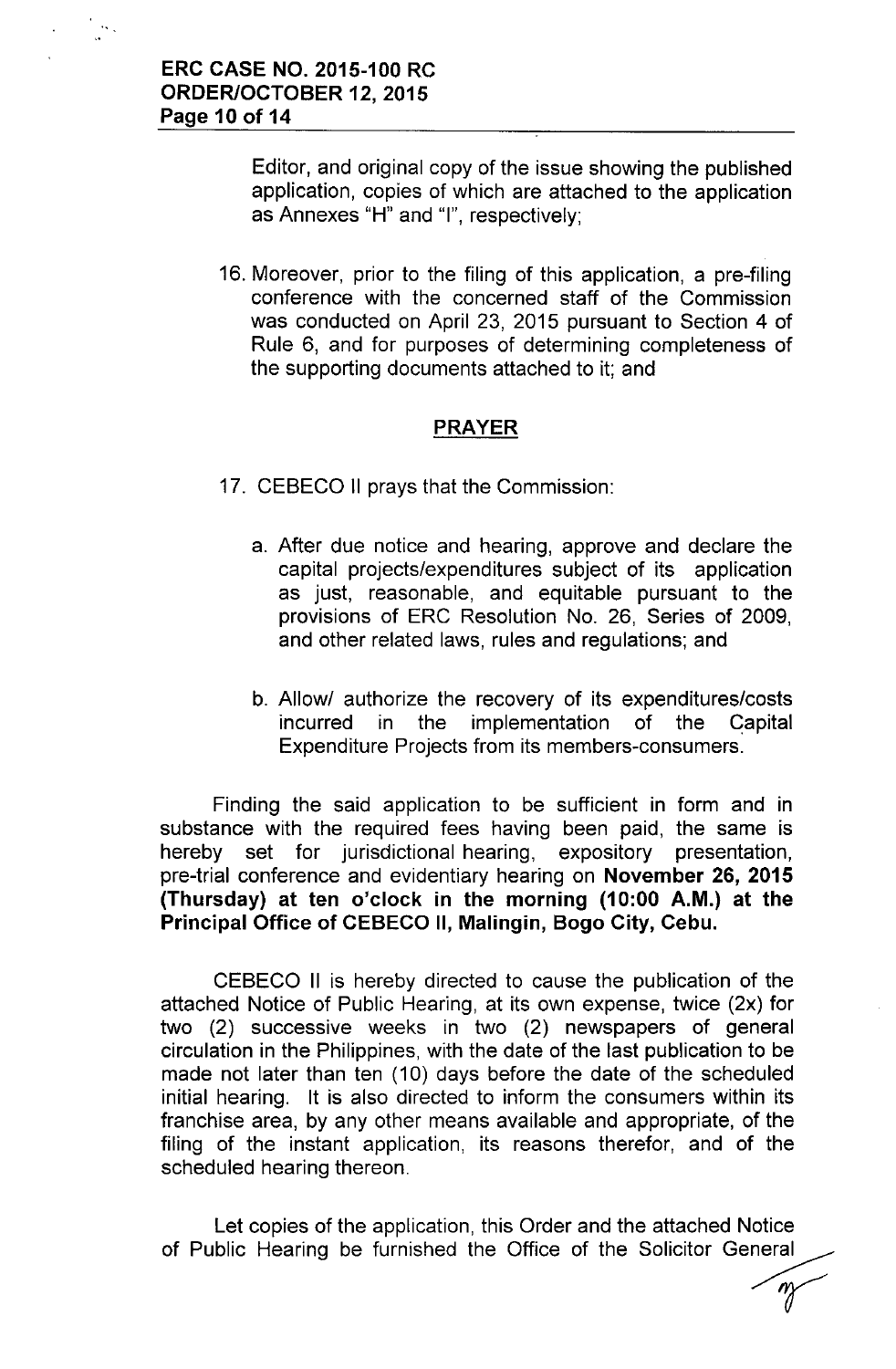Editor, and original copy of the issue showing the published application, copies of which are attached to the application as Annexes "H" and "I", respectively;

16. Moreover, prior to the filing of this application, a pre-filing conference with the concerned staff of the Commission was conducted on April 23, 2015 pursuant to Section 4 of Rule 6, and for purposes of determining completeness of the supporting documents attached to it; and

## PRAYER

17. CEBECO II prays that the Commission:

   a. After due notice and hearing, approve and declare the capital projects/expenditures subject of its application as just, reasonable, and equitable pursuant to the provisions of ERC Resolution No. 26, Series of 2009, and other related laws, rules and regulations; and

   b. Allow/ authorize the recovery of its expenditures/costs incurred in the implementation of the Capital Expenditure Projects from its members-consumers.

Finding the said application to be sufficient in form and in substance with the required fees having been paid, the same is hereby set for jurisdictional hearing, expository presentation, pre-trial conference and evidentiary hearing on **November 26, 2015 (Thursday) at ten o'clock in the morning (10:00 A.M.) at the Principal Office of CEBECO II, Malingin, Bogo City, Cebu.**

CEBECO II is hereby directed to cause the publication of the attached Notice of Public Hearing, at its own expense, twice (2x) for two (2) successive weeks in two (2) newspapers of general circulation in the Philippines, with the date of the last publication to be made not later than ten (10) days before the date of the scheduled initial hearing. It is also directed to inform the consumers within its franchise area, by any other means available and appropriate, of the filing of the instant application, its reasons therefor, and of the scheduled hearing thereon.

Let copies of the application, this Order and the attached Notice of Public Hearing be furnished the Office of the Solicitor General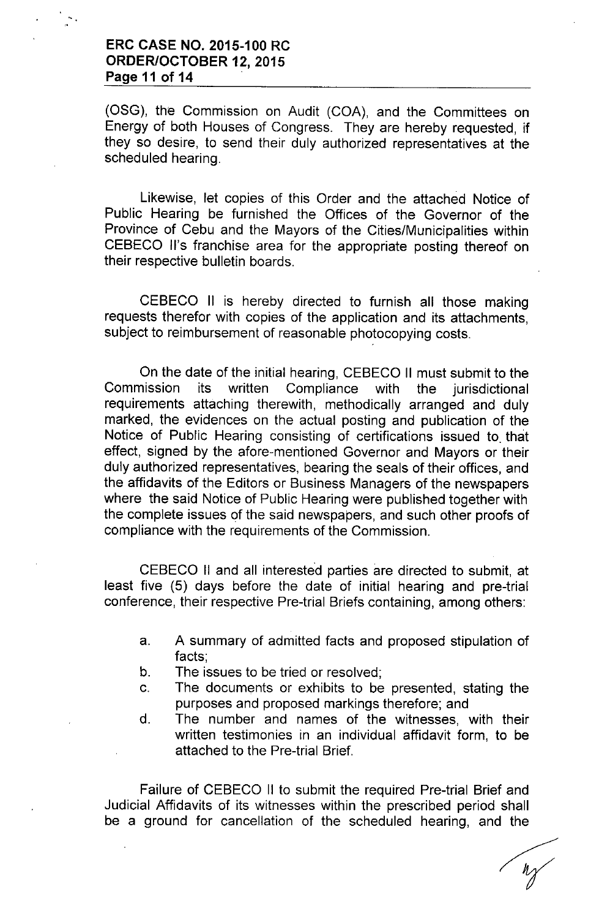(OSG), the Commission on Audit (COA), and the Committees on Energy of both Houses of Congress. They are hereby requested, if they so desire, to send their duly authorized representatives at the scheduled hearing.

Likewise, let copies of this Order and the attached Notice of Public Hearing be furnished the Offices of the Governor of the Province of Cebu and the Mayors of the Cities/Municipalities within CEBECO II's franchise area for the appropriate posting thereof on their respective bulletin boards.

CEBECO II is hereby directed to furnish all those making requests therefor with copies of the application and its attachments, subject to reimbursement of reasonable photocopying costs.

On the date of the initial hearing, CEBECO II must submit to the Commission its written Compliance with the jurisdictional requirements attaching therewith, methodically arranged and duly marked, the evidences on the actual posting and publication of the Notice of Public Hearing consisting of certifications issued to that effect, signed by the afore-mentioned Governor and Mayors or their duly authorized representatives, bearing the seals of their offices, and the affidavits of the Editors or Business Managers of the newspapers where the said Notice of Public Hearing were published together with the complete issues of the said newspapers, and such other proofs of compliance with the requirements of the Commission.

CEBECO II and all interested parties are directed to submit, at least five (5) days before the date of initial hearing and pre-trial conference, their respective Pre-trial Briefs containing, among others:

a. A summary of admitted facts and proposed stipulation of facts;
b. The issues to be tried or resolved;
c. The documents or exhibits to be presented, stating the purposes and proposed markings therefore; and
d. The number and names of the witnesses, with their written testimonies in an individual affidavit form, to be attached to the Pre-trial Brief.

Failure of CEBECO II to submit the required Pre-trial Brief and Judicial Affidavits of its witnesses within the prescribed period shall be a ground for cancellation of the scheduled hearing, and the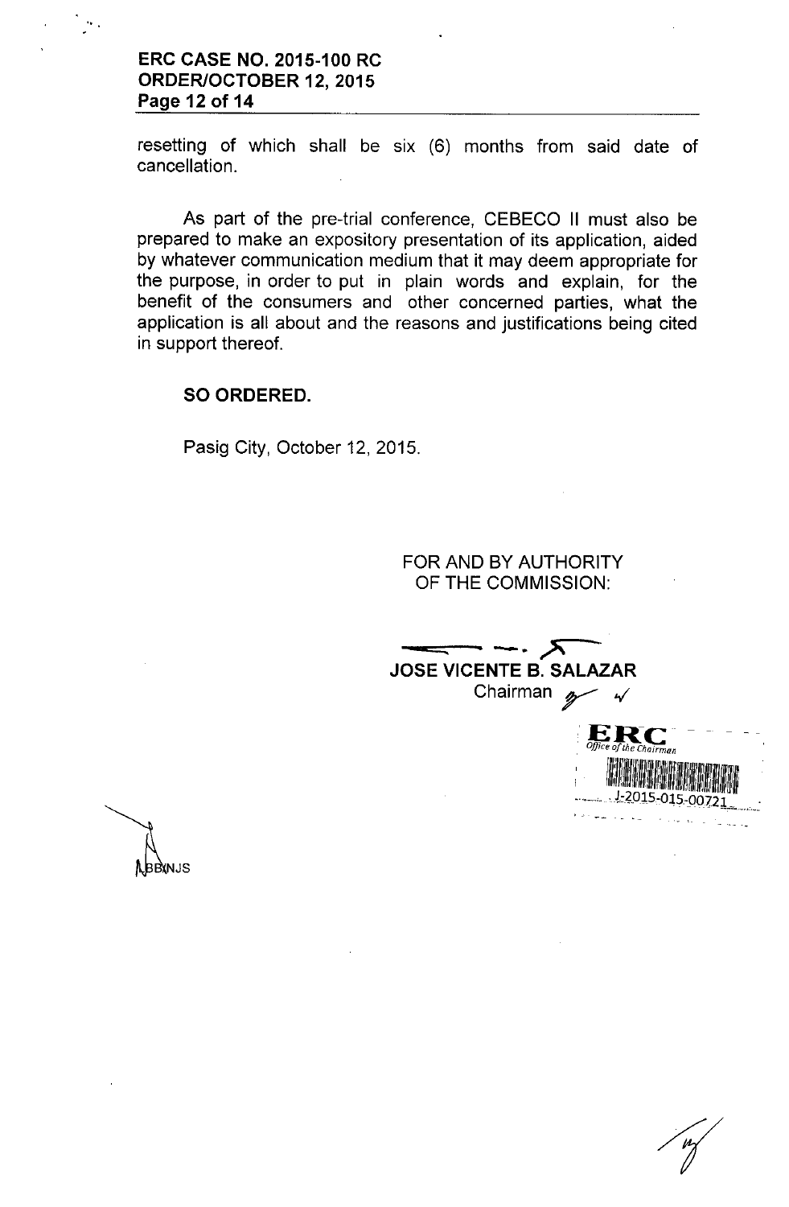resetting of which shall be six (6) months from said date of cancellation.

As part of the pre-trial conference, CEBECO II must also be prepared to make an expository presentation of its application, aided by whatever communication medium that it may deem appropriate for the purpose, in order to put in plain words and explain, for the benefit of the consumers and other concerned parties, what the application is all about and the reasons and justifications being cited in support thereof.

**SO ORDERED.**

Pasig City, October 12, 2015.

FOR AND BY AUTHORITY OF THE COMMISSION:

**JOSE VICENTE B. SALAZAR**
Chairman

ERC
Office of the Chairman
J-2015-015-00721

LBB/NJS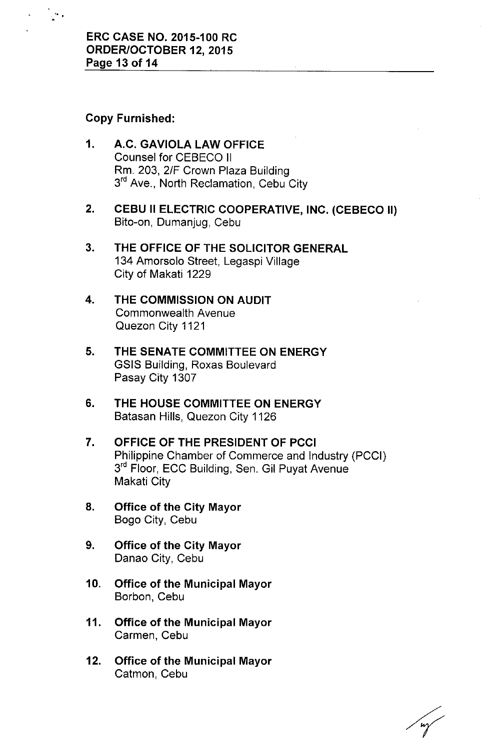**Copy Furnished:**

1. **A.C. GAVIOLA LAW OFFICE**
   Counsel for CEBECO II
   Rm. 203, 2/F Crown Plaza Building
   3rd Ave., North Reclamation, Cebu City

2. **CEBU II ELECTRIC COOPERATIVE, INC. (CEBECO II)**
   Bito-on, Dumanjug, Cebu

3. **THE OFFICE OF THE SOLICITOR GENERAL**
   134 Amorsolo Street, Legaspi Village
   City of Makati 1229

4. **THE COMMISSION ON AUDIT**
   Commonwealth Avenue
   Quezon City 1121

5. **THE SENATE COMMITTEE ON ENERGY**
   GSIS Building, Roxas Boulevard
   Pasay City 1307

6. **THE HOUSE COMMITTEE ON ENERGY**
   Batasan Hills, Quezon City 1126

7. **OFFICE OF THE PRESIDENT OF PCCI**
   Philippine Chamber of Commerce and Industry (PCCI)
   3rd Floor, ECC Building, Sen. Gil Puyat Avenue
   Makati City

8. **Office of the City Mayor**
   Bogo City, Cebu

9. **Office of the City Mayor**
   Danao City, Cebu

10. **Office of the Municipal Mayor**
    Borbon, Cebu

11. **Office of the Municipal Mayor**
    Carmen, Cebu

12. **Office of the Municipal Mayor**
    Catmon, Cebu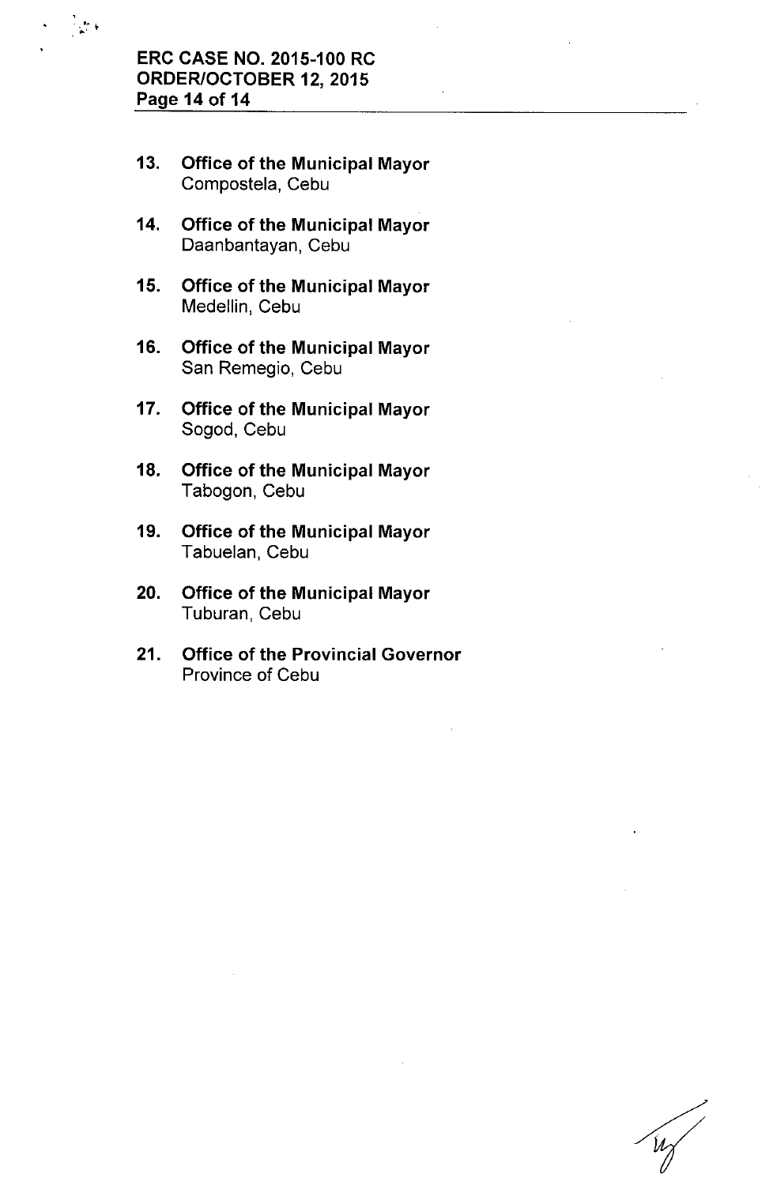13. **Office of the Municipal Mayor**
    Compostela, Cebu

14. **Office of the Municipal Mayor**
    Daanbantayan, Cebu

15. **Office of the Municipal Mayor**
    Medellin, Cebu

16. **Office of the Municipal Mayor**
    San Remegio, Cebu

17. **Office of the Municipal Mayor**
    Sogod, Cebu

18. **Office of the Municipal Mayor**
    Tabogon, Cebu

19. **Office of the Municipal Mayor**
    Tabuelan, Cebu

20. **Office of the Municipal Mayor**
    Tuburan, Cebu

21. **Office of the Provincial Governor**
    Province of Cebu